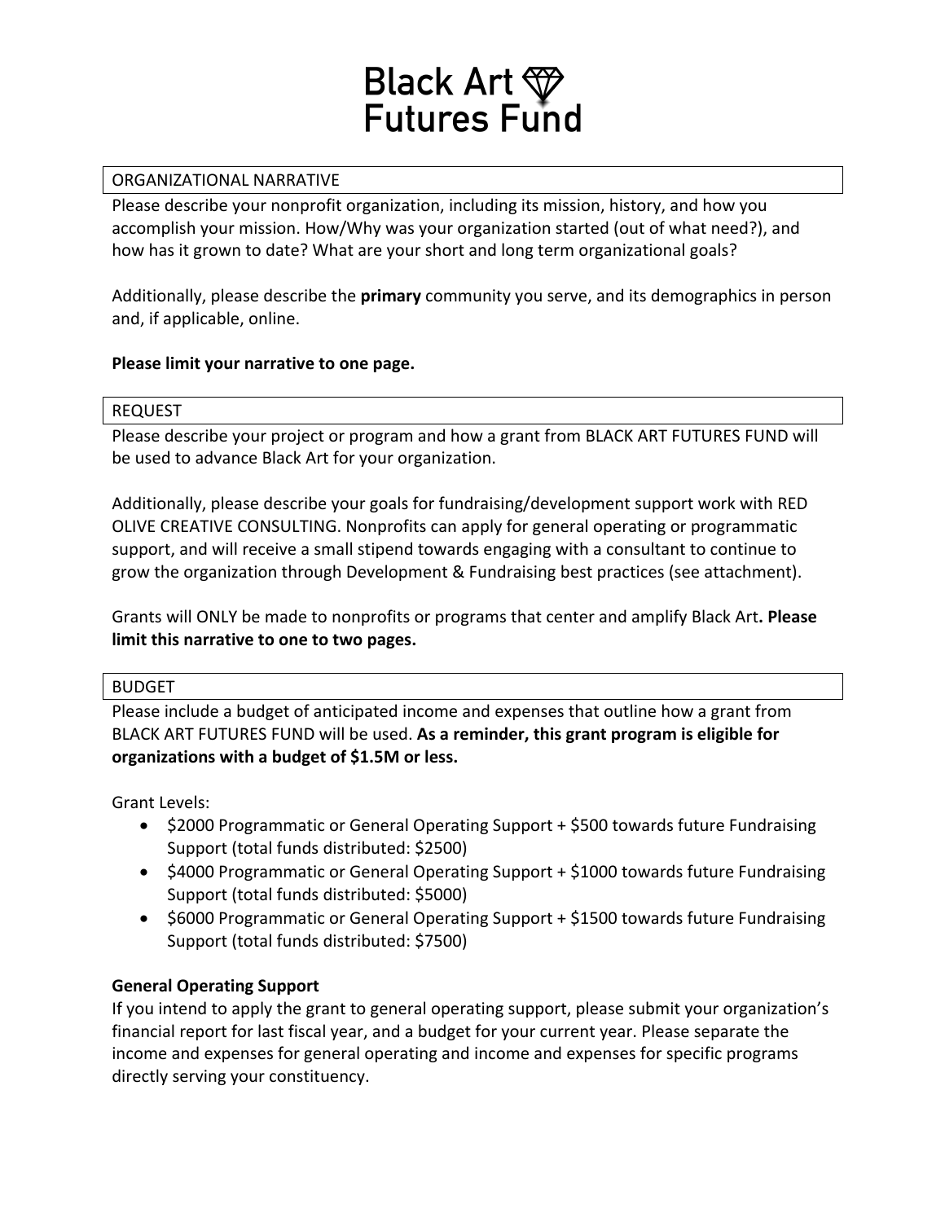# Black Art Futures Fund

## ORGANIZATIONAL NARRATIVE

Please describe your nonprofit organization, including its mission, history, and how you accomplish your mission. How/Why was your organization started (out of what need?), and how has it grown to date? What are your short and long term organizational goals?

Additionally, please describe the **primary** community you serve, and its demographics in person and, if applicable, online.

**Please limit your narrative to one page.**

## REQUEST

Please describe your project or program and how a grant from BLACK ART FUTURES FUND will be used to advance Black Art for your organization.

Additionally, please describe your goals for fundraising/development support work with RED OLIVE CREATIVE CONSULTING. Nonprofits can apply for general operating or programmatic support, and will receive a small stipend towards engaging with a consultant to continue to grow the organization through Development & Fundraising best practices (see attachment).

Grants will ONLY be made to nonprofits or programs that center and amplify Black Art**. Please limit this narrative to one to two pages.**

## BUDGET

Please include a budget of anticipated income and expenses that outline how a grant from BLACK ART FUTURES FUND will be used. **As a reminder, this grant program is eligible for organizations with a budget of $1.5M or less.**

Grant Levels:

- $2000 Programmatic or General Operating Support + $500 towards future Fundraising Support (total funds distributed: $2500)
- $4000 Programmatic or General Operating Support + $1000 towards future Fundraising Support (total funds distributed: $5000)
- $6000 Programmatic or General Operating Support + $1500 towards future Fundraising Support (total funds distributed: $7500)

**General Operating Support**

If you intend to apply the grant to general operating support, please submit your organization's financial report for last fiscal year, and a budget for your current year. Please separate the income and expenses for general operating and income and expenses for specific programs directly serving your constituency.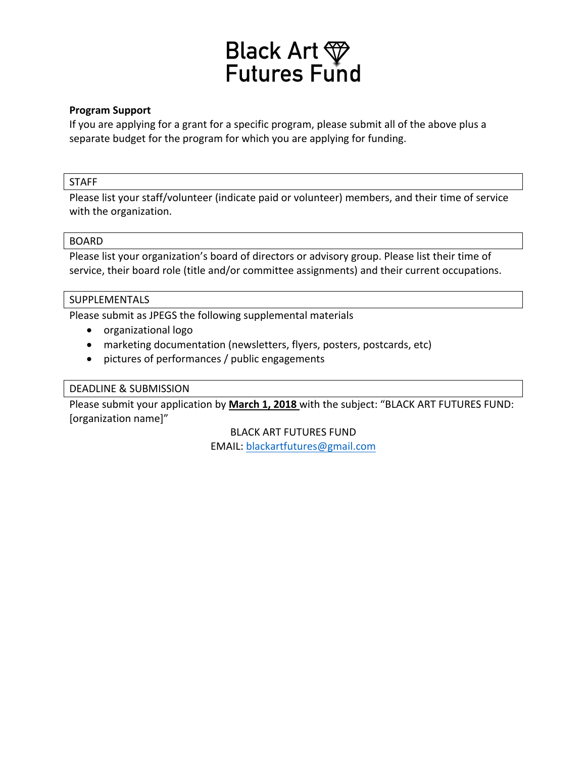# Black Art Futures Fund

**Program Support**
If you are applying for a grant for a specific program, please submit all of the above plus a separate budget for the program for which you are applying for funding.

## STAFF

Please list your staff/volunteer (indicate paid or volunteer) members, and their time of service with the organization.

## BOARD

Please list your organization's board of directors or advisory group. Please list their time of service, their board role (title and/or committee assignments) and their current occupations.

## SUPPLEMENTALS

Please submit as JPEGS the following supplemental materials

- organizational logo
- marketing documentation (newsletters, flyers, posters, postcards, etc)
- pictures of performances / public engagements

## DEADLINE & SUBMISSION

Please submit your application by **March 1, 2018** with the subject: "BLACK ART FUTURES FUND: [organization name]"

BLACK ART FUTURES FUND
EMAIL: blackartfutures@gmail.com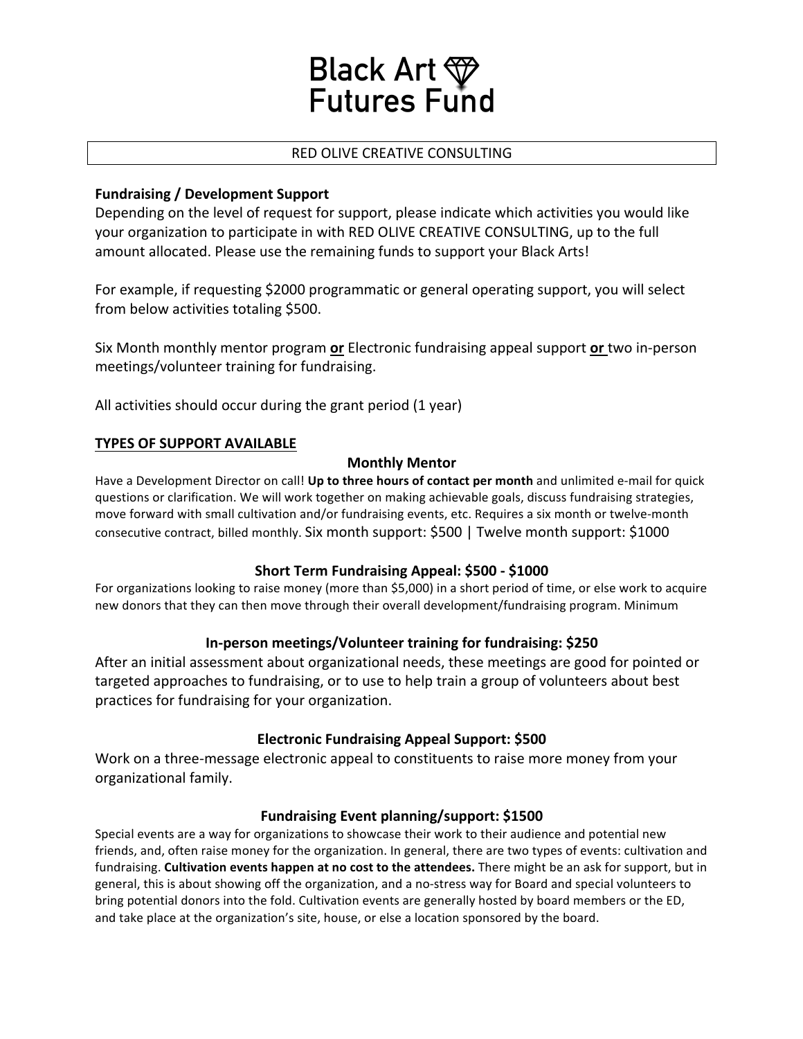# Black Art Futures Fund

RED OLIVE CREATIVE CONSULTING

**Fundraising / Development Support**
Depending on the level of request for support, please indicate which activities you would like your organization to participate in with RED OLIVE CREATIVE CONSULTING, up to the full amount allocated. Please use the remaining funds to support your Black Arts!

For example, if requesting $2000 programmatic or general operating support, you will select from below activities totaling $500.

Six Month monthly mentor program **or** Electronic fundraising appeal support **or** two in-person meetings/volunteer training for fundraising.

All activities should occur during the grant period (1 year)

**TYPES OF SUPPORT AVAILABLE**

### Monthly Mentor

Have a Development Director on call! **Up to three hours of contact per month** and unlimited e-mail for quick questions or clarification. We will work together on making achievable goals, discuss fundraising strategies, move forward with small cultivation and/or fundraising events, etc. Requires a six month or twelve-month consecutive contract, billed monthly. Six month support: $500 | Twelve month support: $1000

### Short Term Fundraising Appeal: $500 - $1000

For organizations looking to raise money (more than $5,000) in a short period of time, or else work to acquire new donors that they can then move through their overall development/fundraising program. Minimum

### In-person meetings/Volunteer training for fundraising: $250

After an initial assessment about organizational needs, these meetings are good for pointed or targeted approaches to fundraising, or to use to help train a group of volunteers about best practices for fundraising for your organization.

### Electronic Fundraising Appeal Support: $500

Work on a three-message electronic appeal to constituents to raise more money from your organizational family.

### Fundraising Event planning/support: $1500

Special events are a way for organizations to showcase their work to their audience and potential new friends, and, often raise money for the organization. In general, there are two types of events: cultivation and fundraising. **Cultivation events happen at no cost to the attendees.** There might be an ask for support, but in general, this is about showing off the organization, and a no-stress way for Board and special volunteers to bring potential donors into the fold. Cultivation events are generally hosted by board members or the ED, and take place at the organization's site, house, or else a location sponsored by the board.